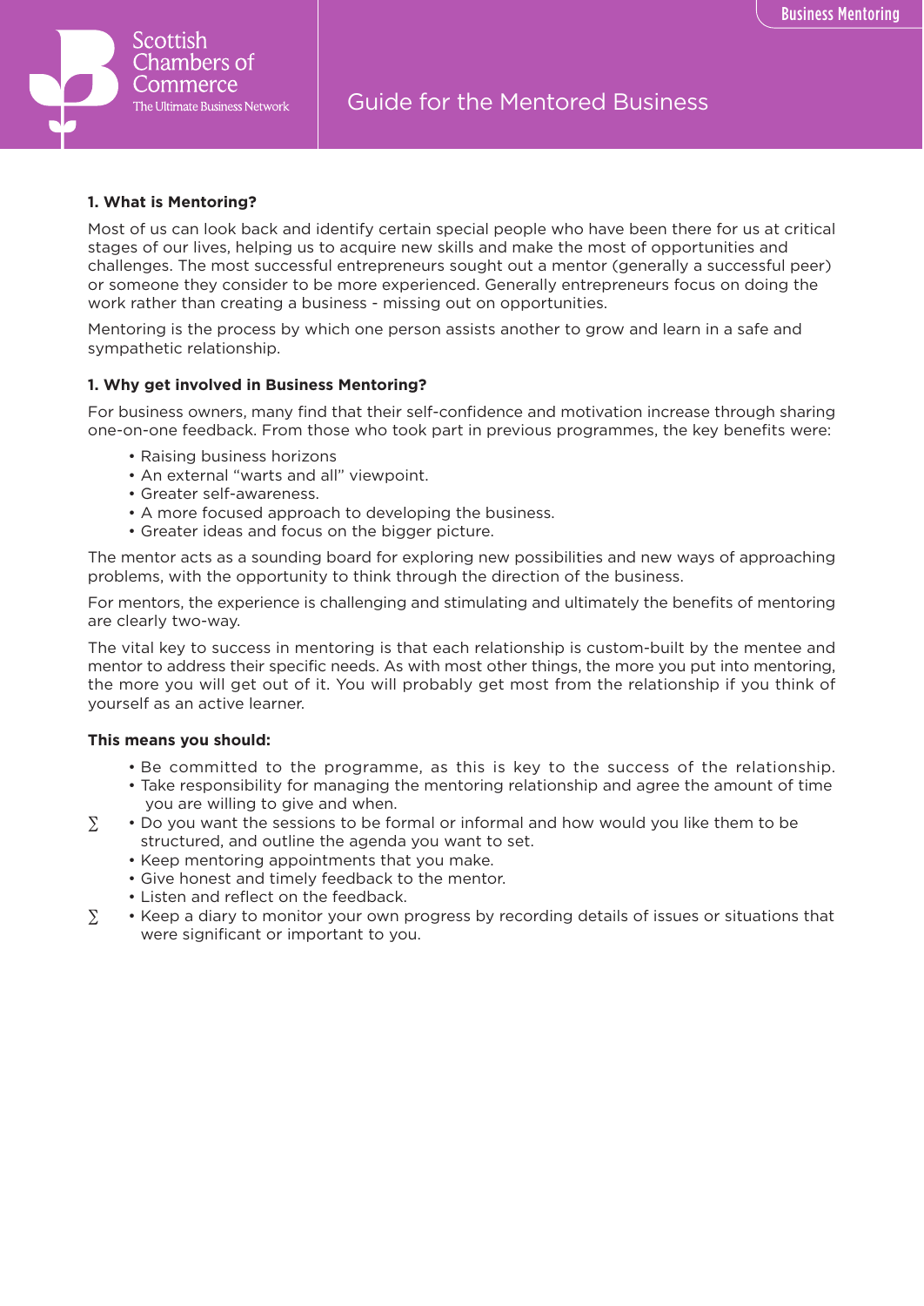Scottish Chambers of Commerce
The Ultimate Business Network

# Guide for the Mentored Business

## 1. What is Mentoring?

Most of us can look back and identify certain special people who have been there for us at critical stages of our lives, helping us to acquire new skills and make the most of opportunities and challenges. The most successful entrepreneurs sought out a mentor (generally a successful peer) or someone they consider to be more experienced. Generally entrepreneurs focus on doing the work rather than creating a business - missing out on opportunities.

Mentoring is the process by which one person assists another to grow and learn in a safe and sympathetic relationship.

## 1. Why get involved in Business Mentoring?

For business owners, many find that their self-confidence and motivation increase through sharing one-on-one feedback. From those who took part in previous programmes, the key benefits were:

- Raising business horizons
- An external "warts and all" viewpoint.
- Greater self-awareness.
- A more focused approach to developing the business.
- Greater ideas and focus on the bigger picture.

The mentor acts as a sounding board for exploring new possibilities and new ways of approaching problems, with the opportunity to think through the direction of the business.

For mentors, the experience is challenging and stimulating and ultimately the benefits of mentoring are clearly two-way.

The vital key to success in mentoring is that each relationship is custom-built by the mentee and mentor to address their specific needs. As with most other things, the more you put into mentoring, the more you will get out of it. You will probably get most from the relationship if you think of yourself as an active learner.

**This means you should:**

- Be committed to the programme, as this is key to the success of the relationship.
- Take responsibility for managing the mentoring relationship and agree the amount of time you are willing to give and when.
- Do you want the sessions to be formal or informal and how would you like them to be structured, and outline the agenda you want to set.
- Keep mentoring appointments that you make.
- Give honest and timely feedback to the mentor.
- Listen and reflect on the feedback.
- Keep a diary to monitor your own progress by recording details of issues or situations that were significant or important to you.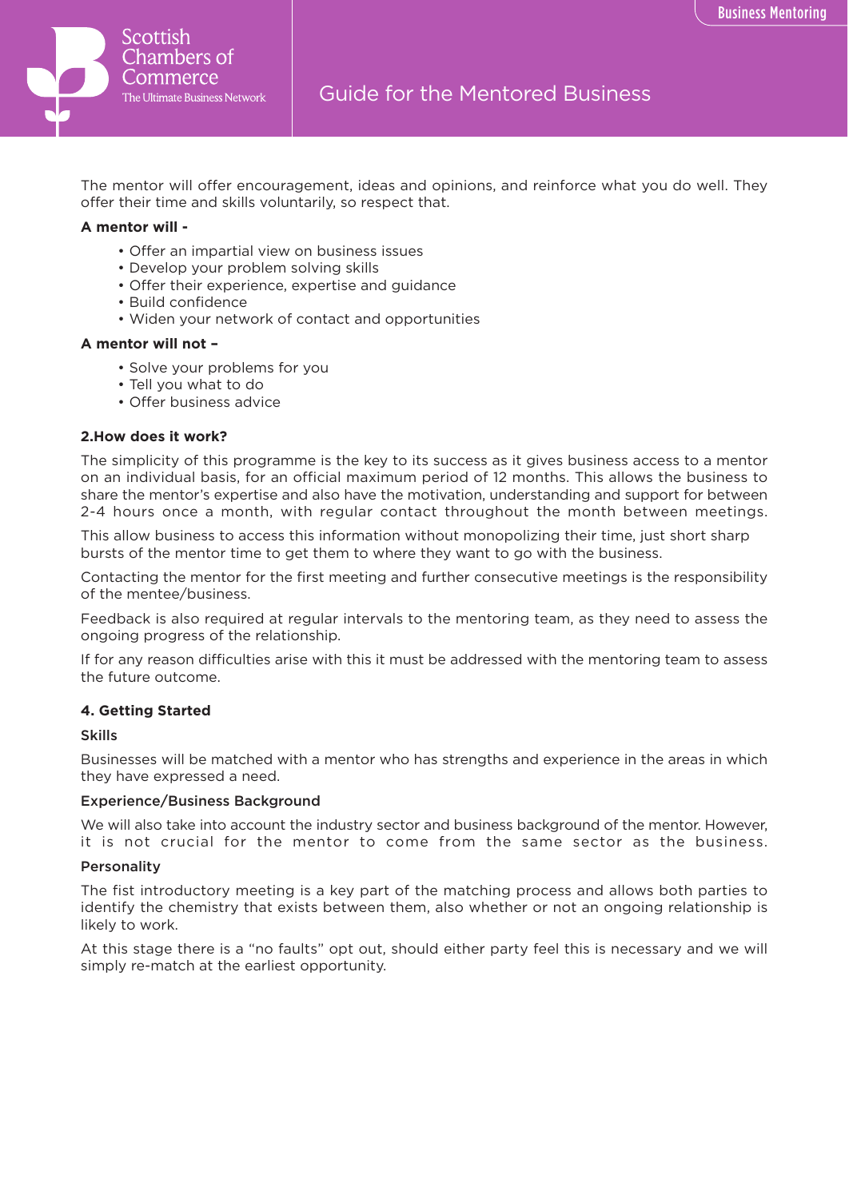The mentor will offer encouragement, ideas and opinions, and reinforce what you do well. They offer their time and skills voluntarily, so respect that.

**A mentor will -**

- Offer an impartial view on business issues
- Develop your problem solving skills
- Offer their experience, expertise and guidance
- Build confidence
- Widen your network of contact and opportunities

**A mentor will not –**

- Solve your problems for you
- Tell you what to do
- Offer business advice

### 2.How does it work?

The simplicity of this programme is the key to its success as it gives business access to a mentor on an individual basis, for an official maximum period of 12 months. This allows the business to share the mentor's expertise and also have the motivation, understanding and support for between 2-4 hours once a month, with regular contact throughout the month between meetings.

This allow business to access this information without monopolizing their time, just short sharp bursts of the mentor time to get them to where they want to go with the business.

Contacting the mentor for the first meeting and further consecutive meetings is the responsibility of the mentee/business.

Feedback is also required at regular intervals to the mentoring team, as they need to assess the ongoing progress of the relationship.

If for any reason difficulties arise with this it must be addressed with the mentoring team to assess the future outcome.

### 4. Getting Started

#### Skills

Businesses will be matched with a mentor who has strengths and experience in the areas in which they have expressed a need.

#### Experience/Business Background

We will also take into account the industry sector and business background of the mentor. However, it is not crucial for the mentor to come from the same sector as the business.

#### Personality

The fist introductory meeting is a key part of the matching process and allows both parties to identify the chemistry that exists between them, also whether or not an ongoing relationship is likely to work.

At this stage there is a “no faults” opt out, should either party feel this is necessary and we will simply re-match at the earliest opportunity.